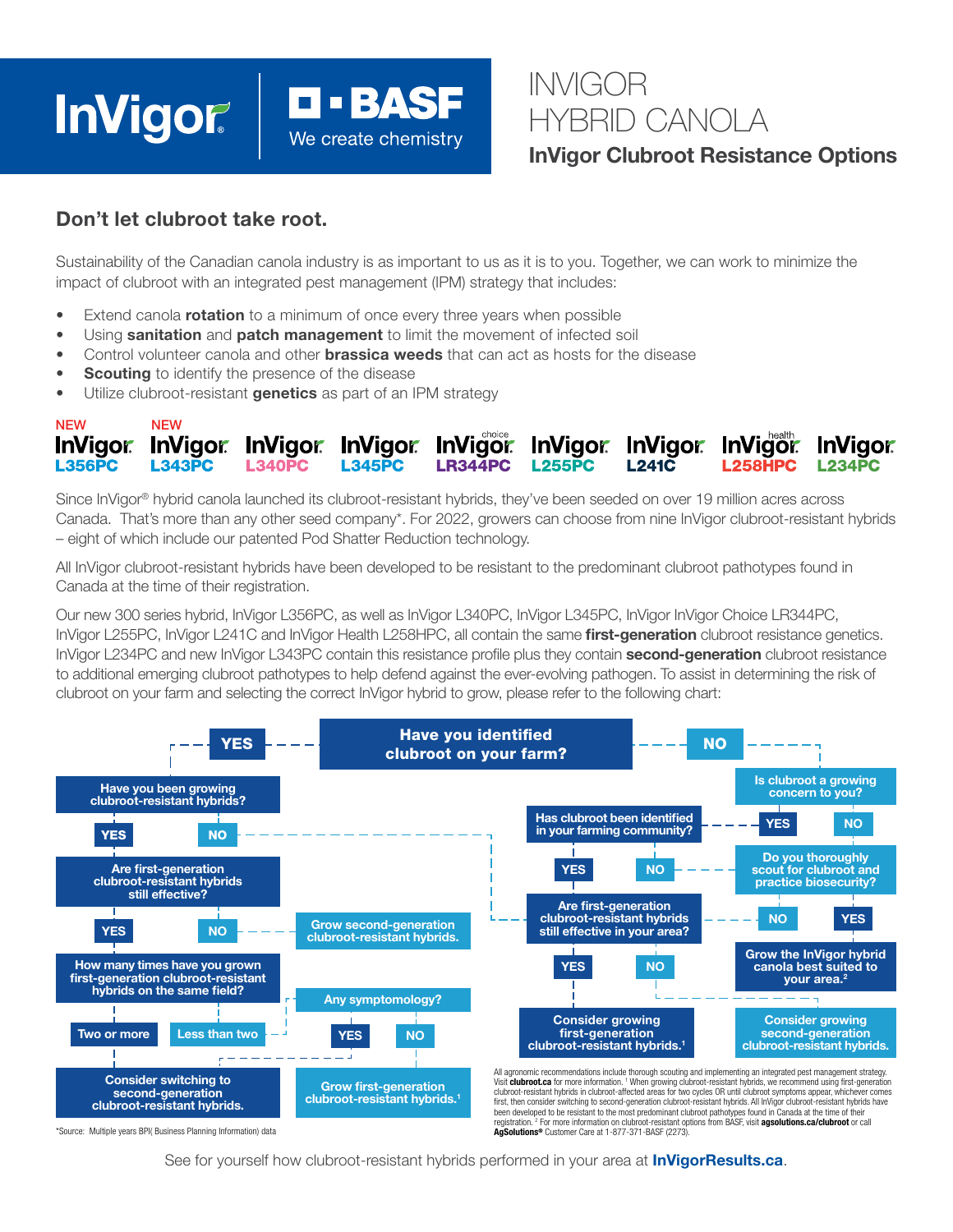# INVIGOR HYBRID CANOLA

## InVigor Clubroot Resistance Options

## Don't let clubroot take root.

Sustainability of the Canadian canola industry is as important to us as it is to you. Together, we can work to minimize the impact of clubroot with an integrated pest management (IPM) strategy that includes:

- Extend canola **rotation** to a minimum of once every three years when possible
- Using **sanitation** and **patch management** to limit the movement of infected soil
- Control volunteer canola and other **brassica weeds** that can act as hosts for the disease
- **Scouting** to identify the presence of the disease
- Utilize clubroot-resistant **genetics** as part of an IPM strategy

NEW InVigor L356PC | NEW InVigor L343PC | InVigor L340PC | InVigor L345PC | InVigor choice LR344PC | InVigor L255PC | InVigor L241C | InVigor health L258HPC | InVigor L234PC

Since InVigor® hybrid canola launched its clubroot-resistant hybrids, they've been seeded on over 19 million acres across Canada. That's more than any other seed company*. For 2022, growers can choose from nine InVigor clubroot-resistant hybrids – eight of which include our patented Pod Shatter Reduction technology.

All InVigor clubroot-resistant hybrids have been developed to be resistant to the predominant clubroot pathotypes found in Canada at the time of their registration.

Our new 300 series hybrid, InVigor L356PC, as well as InVigor L340PC, InVigor L345PC, InVigor InVigor Choice LR344PC, InVigor L255PC, InVigor L241C and InVigor Health L258HPC, all contain the same **first-generation** clubroot resistance genetics. InVigor L234PC and new InVigor L343PC contain this resistance profile plus they contain **second-generation** clubroot resistance to additional emerging clubroot pathotypes to help defend against the ever-evolving pathogen. To assist in determining the risk of clubroot on your farm and selecting the correct InVigor hybrid to grow, please refer to the following chart:

**Have you identified clubroot on your farm?**

- **YES** → Have you been growing clubroot-resistant hybrids?
  - **YES** → Are first-generation clubroot-resistant hybrids still effective?
    - **YES** → How many times have you grown first-generation clubroot-resistant hybrids on the same field?
      - **Two or more** → Consider switching to second-generation clubroot-resistant hybrids.
      - **Less than two** → Any symptomology?
        - **YES** → Consider switching to second-generation clubroot-resistant hybrids.
        - **NO** → Grow first-generation clubroot-resistant hybrids.[1]
    - **NO** → Grow second-generation clubroot-resistant hybrids.
  - **NO** → Are first-generation clubroot-resistant hybrids still effective in your area?
- **NO** → Is clubroot a growing concern to you?
  - **YES** → Has clubroot been identified in your farming community?
    - **YES** → Are first-generation clubroot-resistant hybrids still effective in your area?
      - **YES** → Consider growing first-generation clubroot-resistant hybrids.[1]
      - **NO** → Consider growing second-generation clubroot-resistant hybrids.
    - **NO** → Do you thoroughly scout for clubroot and practice biosecurity?
  - **NO** → Do you thoroughly scout for clubroot and practice biosecurity?
    - **YES** → Grow the InVigor hybrid canola best suited to your area.[2]
    - **NO** → Are first-generation clubroot-resistant hybrids still effective in your area?

*Source: Multiple years BPI( Business Planning Information) data

All agronomic recommendations include thorough scouting and implementing an integrated pest management strategy. Visit **clubroot.ca** for more information. [1] When growing clubroot-resistant hybrids, we recommend using first-generation clubroot-resistant hybrids in clubroot-affected areas for two cycles OR until clubroot symptoms appear, whichever comes first, then consider switching to second-generation clubroot-resistant hybrids. All InVigor clubroot-resistant hybrids have been developed to be resistant to the most predominant clubroot pathotypes found in Canada at the time of their registration. [2] For more information on clubroot-resistant options from BASF, visit **agsolutions.ca/clubroot** or call **AgSolutions®** Customer Care at 1-877-371-BASF (2273).

See for yourself how clubroot-resistant hybrids performed in your area at **InVigorResults.ca**.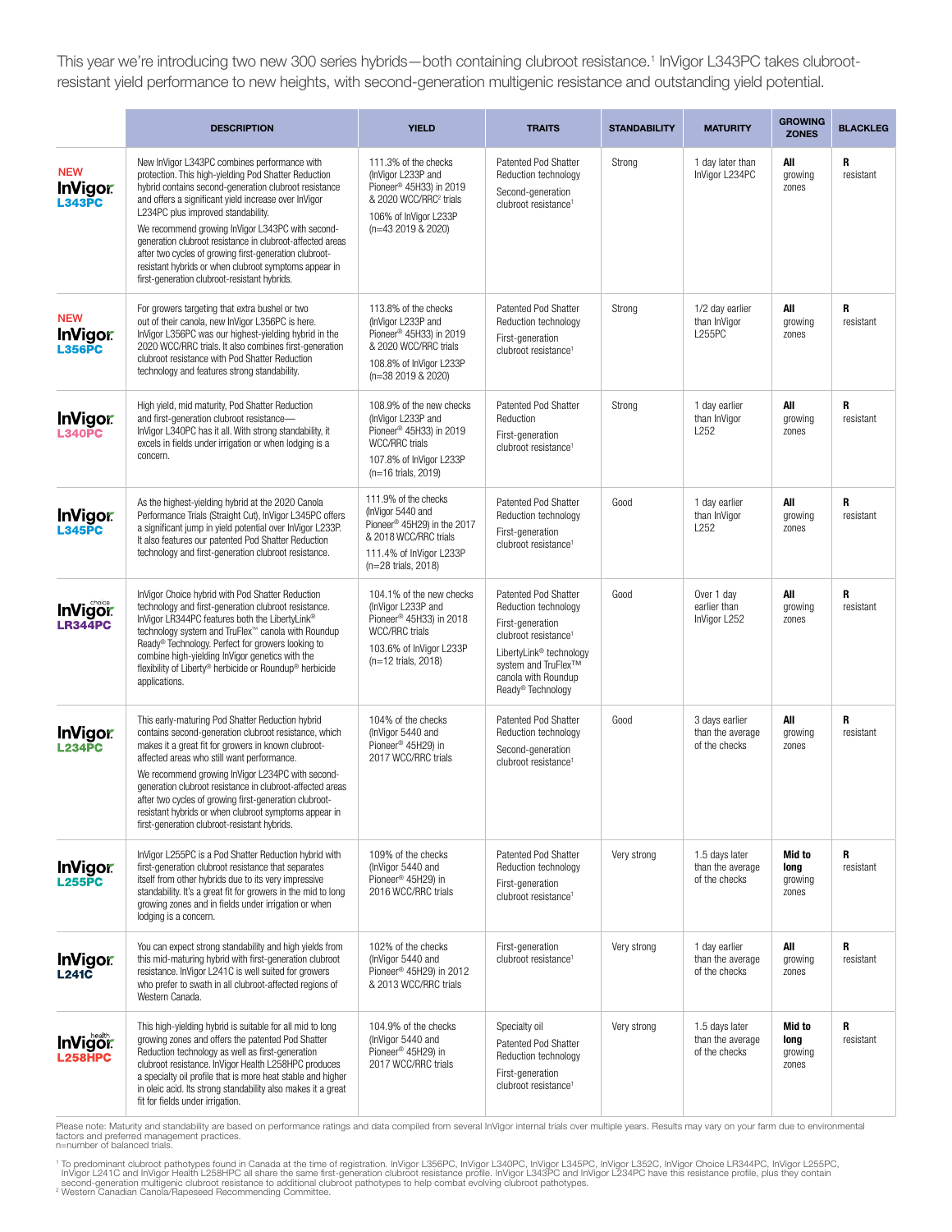This year we're introducing two new 300 series hybrids—both containing clubroot resistance.[1] InVigor L343PC takes clubroot-resistant yield performance to new heights, with second-generation multigenic resistance and outstanding yield potential.

| | DESCRIPTION | YIELD | TRAITS | STANDABILITY | MATURITY | GROWING ZONES | BLACKLEG |
|---|---|---|---|---|---|---|---|
| NEW InVigor L343PC | New InVigor L343PC combines performance with protection. This high-yielding Pod Shatter Reduction hybrid contains second-generation clubroot resistance and offers a significant yield increase over InVigor L234PC plus improved standability. We recommend growing InVigor L343PC with second-generation clubroot resistance in clubroot-affected areas after two cycles of growing first-generation clubroot-resistant hybrids or when clubroot symptoms appear in first-generation clubroot-resistant hybrids. | 111.3% of the checks (InVigor L233P and Pioneer® 45H33) in 2019 & 2020 WCC/RRC[2] trials<br>106% of InVigor L233P (n=43 2019 & 2020) | Patented Pod Shatter Reduction technology<br>Second-generation clubroot resistance[1] | Strong | 1 day later than InVigor L234PC | **All** growing zones | **R** resistant |
| NEW InVigor L356PC | For growers targeting that extra bushel or two out of their canola, new InVigor L356PC is here. InVigor L356PC was our highest-yielding hybrid in the 2020 WCC/RRC trials. It also combines first-generation clubroot resistance with Pod Shatter Reduction technology and features strong standability. | 113.8% of the checks (InVigor L233P and Pioneer® 45H33) in 2019 & 2020 WCC/RRC trials<br>108.8% of InVigor L233P (n=38 2019 & 2020) | Patented Pod Shatter Reduction technology<br>First-generation clubroot resistance[1] | Strong | 1/2 day earlier than InVigor L255PC | **All** growing zones | **R** resistant |
| InVigor L340PC | High yield, mid maturity, Pod Shatter Reduction and first-generation clubroot resistance—InVigor L340PC has it all. With strong standability, it excels in fields under irrigation or when lodging is a concern. | 108.9% of the new checks (InVigor L233P and Pioneer® 45H33) in 2019 WCC/RRC trials<br>107.8% of InVigor L233P (n=16 trials, 2019) | Patented Pod Shatter Reduction<br>First-generation clubroot resistance[1] | Strong | 1 day earlier than InVigor L252 | **All** growing zones | **R** resistant |
| InVigor L345PC | As the highest-yielding hybrid at the 2020 Canola Performance Trials (Straight Cut), InVigor L345PC offers a significant jump in yield potential over InVigor L233P. It also features our patented Pod Shatter Reduction technology and first-generation clubroot resistance. | 111.9% of the checks (InVigor 5440 and Pioneer® 45H29) in the 2017 & 2018 WCC/RRC trials<br>111.4% of InVigor L233P (n=28 trials, 2018) | Patented Pod Shatter Reduction technology<br>First-generation clubroot resistance[1] | Good | 1 day earlier than InVigor L252 | **All** growing zones | **R** resistant |
| InVigor choice LR344PC | InVigor Choice hybrid with Pod Shatter Reduction technology and first-generation clubroot resistance. InVigor LR344PC features both the LibertyLink® technology system and TruFlex™ canola with Roundup Ready® Technology. Perfect for growers looking to combine high-yielding InVigor genetics with the flexibility of Liberty® herbicide or Roundup® herbicide applications. | 104.1% of the new checks (InVigor L233P and Pioneer® 45H33) in 2018 WCC/RRC trials<br>103.6% of InVigor L233P (n=12 trials, 2018) | Patented Pod Shatter Reduction technology<br>First-generation clubroot resistance[1]<br>LibertyLink® technology system and TruFlex™ canola with Roundup Ready® Technology | Good | Over 1 day earlier than InVigor L252 | **All** growing zones | **R** resistant |
| InVigor L234PC | This early-maturing Pod Shatter Reduction hybrid contains second-generation clubroot resistance, which makes it a great fit for growers in known clubroot-affected areas who still want performance. We recommend growing InVigor L234PC with second-generation clubroot resistance in clubroot-affected areas after two cycles of growing first-generation clubroot-resistant hybrids or when clubroot symptoms appear in first-generation clubroot-resistant hybrids. | 104% of the checks (InVigor 5440 and Pioneer® 45H29) in 2017 WCC/RRC trials | Patented Pod Shatter Reduction technology<br>Second-generation clubroot resistance[1] | Good | 3 days earlier than the average of the checks | **All** growing zones | **R** resistant |
| InVigor L255PC | InVigor L255PC is a Pod Shatter Reduction hybrid with first-generation clubroot resistance that separates itself from other hybrids due to its very impressive standability. It's a great fit for growers in the mid to long growing zones and in fields under irrigation or when lodging is a concern. | 109% of the checks (InVigor 5440 and Pioneer® 45H29) in 2016 WCC/RRC trials | Patented Pod Shatter Reduction technology<br>First-generation clubroot resistance[1] | Very strong | 1.5 days later than the average of the checks | **Mid to long** growing zones | **R** resistant |
| InVigor L241C | You can expect strong standability and high yields from this mid-maturing hybrid with first-generation clubroot resistance. InVigor L241C is well suited for growers who prefer to swath in all clubroot-affected regions of Western Canada. | 102% of the checks (InVigor 5440 and Pioneer® 45H29) in 2012 & 2013 WCC/RRC trials | First-generation clubroot resistance[1] | Very strong | 1 day earlier than the average of the checks | **All** growing zones | **R** resistant |
| InVigor health L258HPC | This high-yielding hybrid is suitable for all mid to long growing zones and offers the patented Pod Shatter Reduction technology as well as first-generation clubroot resistance. InVigor Health L258HPC produces a specialty oil profile that is more heat stable and higher in oleic acid. Its strong standability also makes it a great fit for fields under irrigation. | 104.9% of the checks (InVigor 5440 and Pioneer® 45H29) in 2017 WCC/RRC trials | Specialty oil<br>Patented Pod Shatter Reduction technology<br>First-generation clubroot resistance[1] | Very strong | 1.5 days later than the average of the checks | **Mid to long** growing zones | **R** resistant |

Please note: Maturity and standability are based on performance ratings and data compiled from several InVigor internal trials over multiple years. Results may vary on your farm due to environmental factors and preferred management practices.
n=number of balanced trials.

[1] To predominant clubroot pathotypes found in Canada at the time of registration. InVigor L356PC, InVigor L340PC, InVigor L345PC, InVigor L352C, InVigor Choice LR344PC, InVigor L255PC, InVigor L241C and InVigor Health L258HPC all share the same first-generation clubroot resistance profile. InVigor L343PC and InVigor L234PC have this resistance profile, plus they contain second-generation multigenic clubroot resistance to additional clubroot pathotypes to help combat evolving clubroot pathotypes.
[2] Western Canadian Canola/Rapeseed Recommending Committee.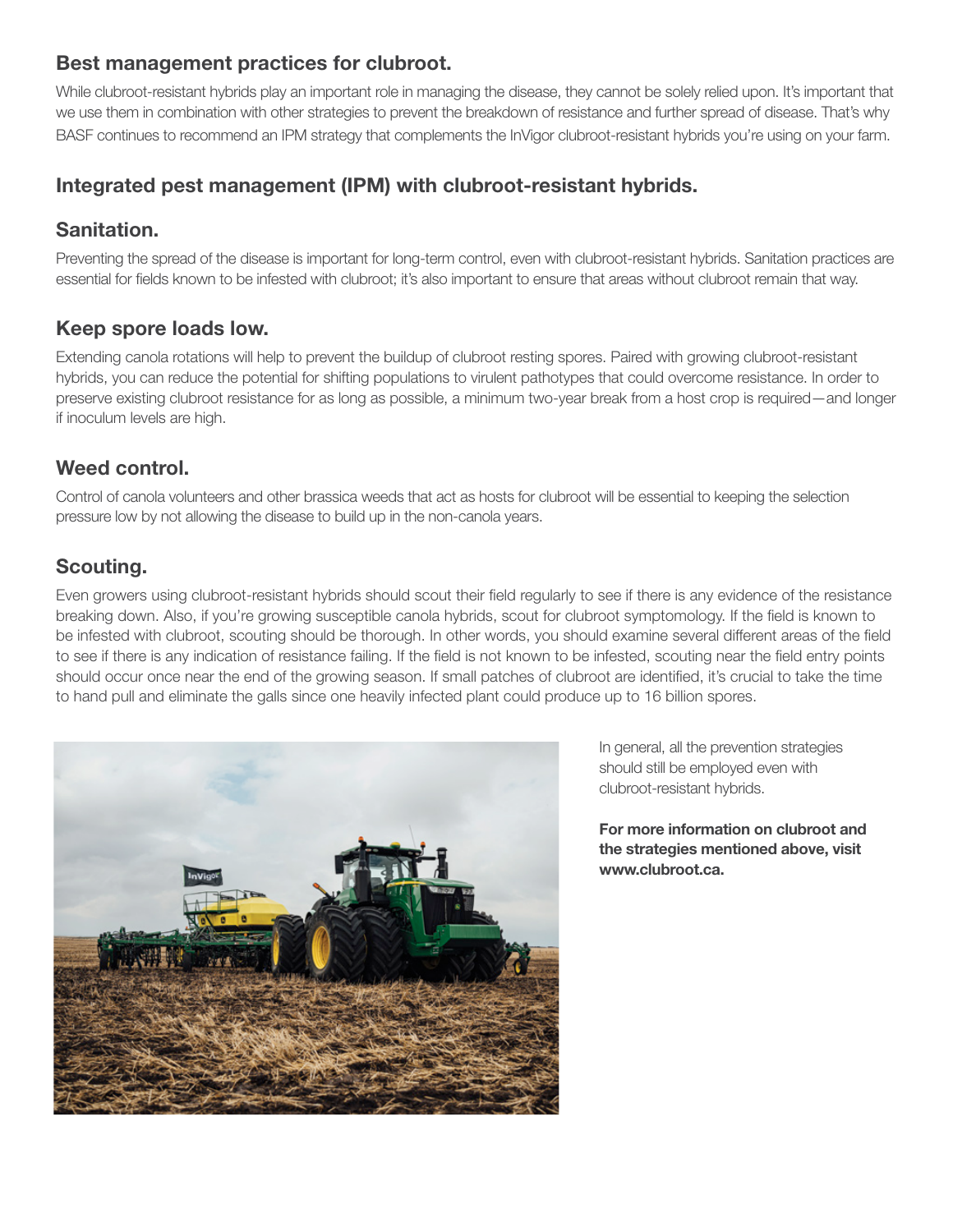## Best management practices for clubroot.

While clubroot-resistant hybrids play an important role in managing the disease, they cannot be solely relied upon. It's important that we use them in combination with other strategies to prevent the breakdown of resistance and further spread of disease. That's why BASF continues to recommend an IPM strategy that complements the InVigor clubroot-resistant hybrids you're using on your farm.

## Integrated pest management (IPM) with clubroot-resistant hybrids.

### Sanitation.

Preventing the spread of the disease is important for long-term control, even with clubroot-resistant hybrids. Sanitation practices are essential for fields known to be infested with clubroot; it's also important to ensure that areas without clubroot remain that way.

### Keep spore loads low.

Extending canola rotations will help to prevent the buildup of clubroot resting spores. Paired with growing clubroot-resistant hybrids, you can reduce the potential for shifting populations to virulent pathotypes that could overcome resistance. In order to preserve existing clubroot resistance for as long as possible, a minimum two-year break from a host crop is required—and longer if inoculum levels are high.

### Weed control.

Control of canola volunteers and other brassica weeds that act as hosts for clubroot will be essential to keeping the selection pressure low by not allowing the disease to build up in the non-canola years.

### Scouting.

Even growers using clubroot-resistant hybrids should scout their field regularly to see if there is any evidence of the resistance breaking down. Also, if you're growing susceptible canola hybrids, scout for clubroot symptomology. If the field is known to be infested with clubroot, scouting should be thorough. In other words, you should examine several different areas of the field to see if there is any indication of resistance failing. If the field is not known to be infested, scouting near the field entry points should occur once near the end of the growing season. If small patches of clubroot are identified, it's crucial to take the time to hand pull and eliminate the galls since one heavily infected plant could produce up to 16 billion spores.

In general, all the prevention strategies should still be employed even with clubroot-resistant hybrids.

**For more information on clubroot and the strategies mentioned above, visit www.clubroot.ca.**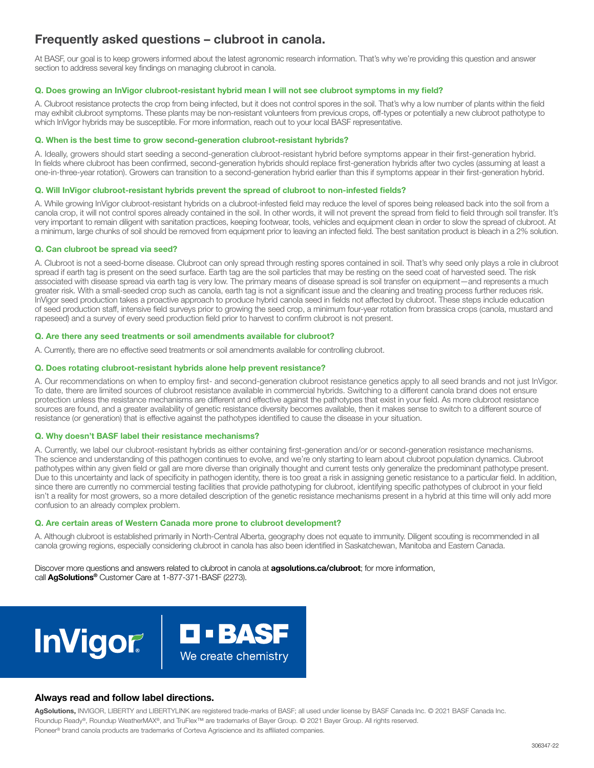# Frequently asked questions – clubroot in canola.

At BASF, our goal is to keep growers informed about the latest agronomic research information. That's why we're providing this question and answer section to address several key findings on managing clubroot in canola.

### Q. Does growing an InVigor clubroot-resistant hybrid mean I will not see clubroot symptoms in my field?

A. Clubroot resistance protects the crop from being infected, but it does not control spores in the soil. That's why a low number of plants within the field may exhibit clubroot symptoms. These plants may be non-resistant volunteers from previous crops, off-types or potentially a new clubroot pathotype to which InVigor hybrids may be susceptible. For more information, reach out to your local BASF representative.

### Q. When is the best time to grow second-generation clubroot-resistant hybrids?

A. Ideally, growers should start seeding a second-generation clubroot-resistant hybrid before symptoms appear in their first-generation hybrid. In fields where clubroot has been confirmed, second-generation hybrids should replace first-generation hybrids after two cycles (assuming at least a one-in-three-year rotation). Growers can transition to a second-generation hybrid earlier than this if symptoms appear in their first-generation hybrid.

### Q. Will InVigor clubroot-resistant hybrids prevent the spread of clubroot to non-infested fields?

A. While growing InVigor clubroot-resistant hybrids on a clubroot-infested field may reduce the level of spores being released back into the soil from a canola crop, it will not control spores already contained in the soil. In other words, it will not prevent the spread from field to field through soil transfer. It's very important to remain diligent with sanitation practices, keeping footwear, tools, vehicles and equipment clean in order to slow the spread of clubroot. At a minimum, large chunks of soil should be removed from equipment prior to leaving an infected field. The best sanitation product is bleach in a 2% solution.

### Q. Can clubroot be spread via seed?

A. Clubroot is not a seed-borne disease. Clubroot can only spread through resting spores contained in soil. That's why seed only plays a role in clubroot spread if earth tag is present on the seed surface. Earth tag are the soil particles that may be resting on the seed coat of harvested seed. The risk associated with disease spread via earth tag is very low. The primary means of disease spread is soil transfer on equipment—and represents a much greater risk. With a small-seeded crop such as canola, earth tag is not a significant issue and the cleaning and treating process further reduces risk. InVigor seed production takes a proactive approach to produce hybrid canola seed in fields not affected by clubroot. These steps include education of seed production staff, intensive field surveys prior to growing the seed crop, a minimum four-year rotation from brassica crops (canola, mustard and rapeseed) and a survey of every seed production field prior to harvest to confirm clubroot is not present.

### Q. Are there any seed treatments or soil amendments available for clubroot?

A. Currently, there are no effective seed treatments or soil amendments available for controlling clubroot.

### Q. Does rotating clubroot-resistant hybrids alone help prevent resistance?

A. Our recommendations on when to employ first- and second-generation clubroot resistance genetics apply to all seed brands and not just InVigor. To date, there are limited sources of clubroot resistance available in commercial hybrids. Switching to a different canola brand does not ensure protection unless the resistance mechanisms are different and effective against the pathotypes that exist in your field. As more clubroot resistance sources are found, and a greater availability of genetic resistance diversity becomes available, then it makes sense to switch to a different source of resistance (or generation) that is effective against the pathotypes identified to cause the disease in your situation.

### Q. Why doesn't BASF label their resistance mechanisms?

A. Currently, we label our clubroot-resistant hybrids as either containing first-generation and/or or second-generation resistance mechanisms. The science and understanding of this pathogen continues to evolve, and we're only starting to learn about clubroot population dynamics. Clubroot pathotypes within any given field or gall are more diverse than originally thought and current tests only generalize the predominant pathotype present. Due to this uncertainty and lack of specificity in pathogen identity, there is too great a risk in assigning genetic resistance to a particular field. In addition, since there are currently no commercial testing facilities that provide pathotyping for clubroot, identifying specific pathotypes of clubroot in your field isn't a reality for most growers, so a more detailed description of the genetic resistance mechanisms present in a hybrid at this time will only add more confusion to an already complex problem.

### Q. Are certain areas of Western Canada more prone to clubroot development?

A. Although clubroot is established primarily in North-Central Alberta, geography does not equate to immunity. Diligent scouting is recommended in all canola growing regions, especially considering clubroot in canola has also been identified in Saskatchewan, Manitoba and Eastern Canada.

Discover more questions and answers related to clubroot in canola at **agsolutions.ca/clubroot**; for more information, call **AgSolutions®** Customer Care at 1-877-371-BASF (2273).

InVigor | BASF We create chemistry

**Always read and follow label directions.**

**AgSolutions,** INVIGOR, LIBERTY and LIBERTYLINK are registered trade-marks of BASF; all used under license by BASF Canada Inc. © 2021 BASF Canada Inc. Roundup Ready®, Roundup WeatherMAX®, and TruFlex™ are trademarks of Bayer Group. © 2021 Bayer Group. All rights reserved. Pioneer® brand canola products are trademarks of Corteva Agriscience and its affiliated companies.

306347-22